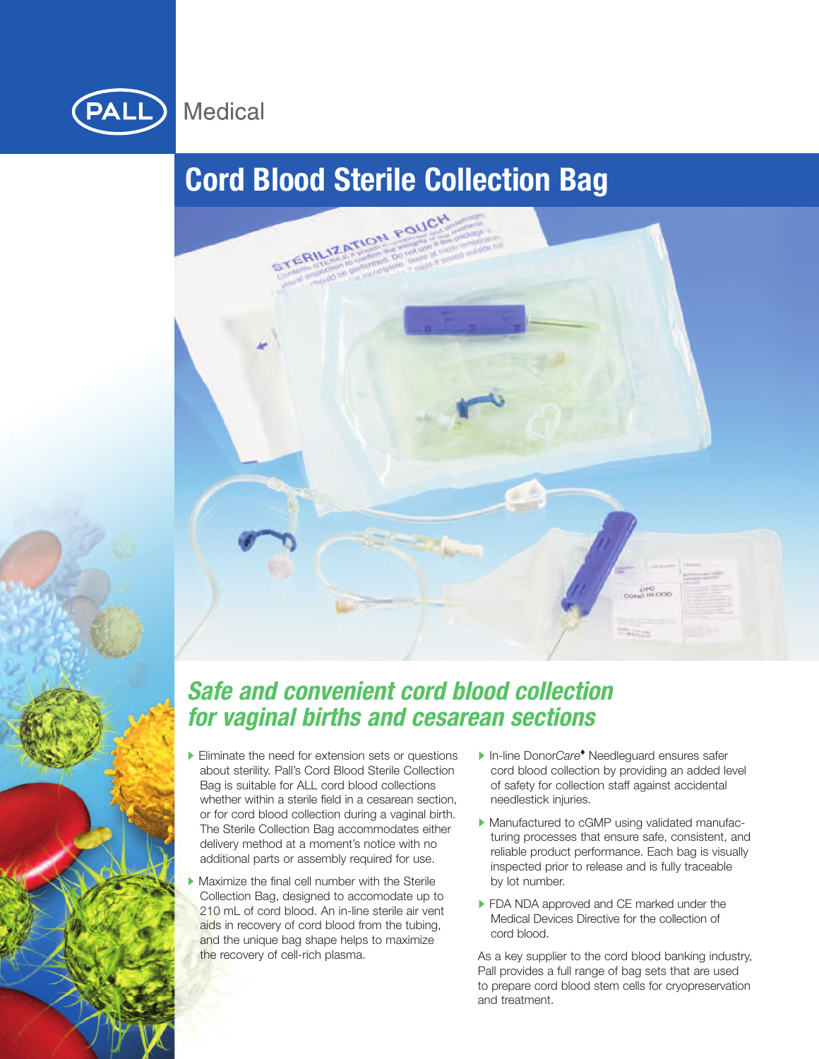PALL Medical

# Cord Blood Sterile Collection Bag

## *Safe and convenient cord blood collection for vaginal births and cesarean sections*

- Eliminate the need for extension sets or questions about sterility. Pall's Cord Blood Sterile Collection Bag is suitable for ALL cord blood collections whether within a sterile field in a cesarean section, or for cord blood collection during a vaginal birth. The Sterile Collection Bag accommodates either delivery method at a moment's notice with no additional parts or assembly required for use.
- Maximize the final cell number with the Sterile Collection Bag, designed to accomodate up to 210 mL of cord blood. An in-line sterile air vent aids in recovery of cord blood from the tubing, and the unique bag shape helps to maximize the recovery of cell-rich plasma.
- In-line Donor*Care*♦ Needleguard ensures safer cord blood collection by providing an added level of safety for collection staff against accidental needlestick injuries.
- Manufactured to cGMP using validated manufacturing processes that ensure safe, consistent, and reliable product performance. Each bag is visually inspected prior to release and is fully traceable by lot number.
- FDA NDA approved and CE marked under the Medical Devices Directive for the collection of cord blood.

As a key supplier to the cord blood banking industry, Pall provides a full range of bag sets that are used to prepare cord blood stem cells for cryopreservation and treatment.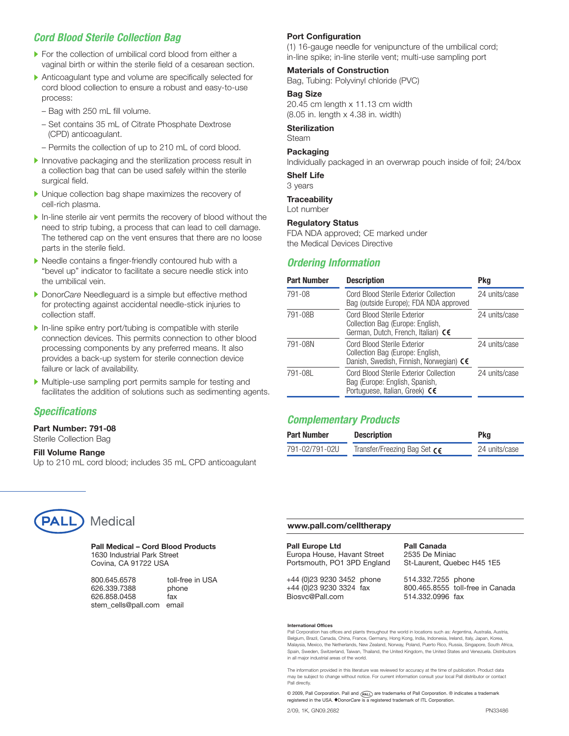## Cord Blood Sterile Collection Bag

- For the collection of umbilical cord blood from either a vaginal birth or within the sterile field of a cesarean section.
- Anticoagulant type and volume are specifically selected for cord blood collection to ensure a robust and easy-to-use process:
  - Bag with 250 mL fill volume.
  - Set contains 35 mL of Citrate Phosphate Dextrose (CPD) anticoagulant.
  - Permits the collection of up to 210 mL of cord blood.
- Innovative packaging and the sterilization process result in a collection bag that can be used safely within the sterile surgical field.
- Unique collection bag shape maximizes the recovery of cell-rich plasma.
- In-line sterile air vent permits the recovery of blood without the need to strip tubing, a process that can lead to cell damage. The tethered cap on the vent ensures that there are no loose parts in the sterile field.
- Needle contains a finger-friendly contoured hub with a "bevel up" indicator to facilitate a secure needle stick into the umbilical vein.
- Donor*Care* Needleguard is a simple but effective method for protecting against accidental needle-stick injuries to collection staff.
- In-line spike entry port/tubing is compatible with sterile connection devices. This permits connection to other blood processing components by any preferred means. It also provides a back-up system for sterile connection device failure or lack of availability.
- Multiple-use sampling port permits sample for testing and facilitates the addition of solutions such as sedimenting agents.

## Specifications

**Part Number: 791-08**
Sterile Collection Bag

**Fill Volume Range**
Up to 210 mL cord blood; includes 35 mL CPD anticoagulant

**Port Configuration**
(1) 16-gauge needle for venipuncture of the umbilical cord; in-line spike; in-line sterile vent; multi-use sampling port

**Materials of Construction**
Bag, Tubing: Polyvinyl chloride (PVC)

**Bag Size**
20.45 cm length x 11.13 cm width
(8.05 in. length x 4.38 in. width)

**Sterilization**
Steam

**Packaging**
Individually packaged in an overwrap pouch inside of foil; 24/box

**Shelf Life**
3 years

**Traceability**
Lot number

**Regulatory Status**
FDA NDA approved; CE marked under the Medical Devices Directive

## Ordering Information

| Part Number | Description | Pkg |
|---|---|---|
| 791-08 | Cord Blood Sterile Exterior Collection Bag (outside Europe); FDA NDA approved | 24 units/case |
| 791-08B | Cord Blood Sterile Exterior Collection Bag (Europe: English, German, Dutch, French, Italian) CE | 24 units/case |
| 791-08N | Cord Blood Sterile Exterior Collection Bag (Europe: English, Danish, Swedish, Finnish, Norwegian) CE | 24 units/case |
| 791-08L | Cord Blood Sterile Exterior Collection Bag (Europe: English, Spanish, Portuguese, Italian, Greek) CE | 24 units/case |

## Complementary Products

| Part Number | Description | Pkg |
|---|---|---|
| 791-02/791-02U | Transfer/Freezing Bag Set CE | 24 units/case |

PALL Medical

**Pall Medical – Cord Blood Products**
1630 Industrial Park Street
Covina, CA 91722 USA

800.645.6578 toll-free in USA
626.339.7388 phone
626.858.0458 fax
stem_cells@pall.com email

**www.pall.com/celltherapy**

**Pall Europe Ltd**
Europa House, Havant Street
Portsmouth, PO1 3PD England

+44 (0)23 9230 3452 phone
+44 (0)23 9230 3324 fax
Biosvc@Pall.com

**Pall Canada**
2535 De Miniac
St-Laurent, Quebec H45 1E5

514.332.7255 phone
800.465.8555 toll-free in Canada
514.332.0996 fax

**International Offices**
Pall Corporation has offices and plants throughout the world in locations such as: Argentina, Australia, Austria, Belgium, Brazil, Canada, China, France, Germany, Hong Kong, India, Indonesia, Ireland, Italy, Japan, Korea, Malaysia, Mexico, the Netherlands, New Zealand, Norway, Poland, Puerto Rico, Russia, Singapore, South Africa, Spain, Sweden, Switzerland, Taiwan, Thailand, the United Kingdom, the United States and Venezuela. Distributors in all major industrial areas of the world.

The information provided in this literature was reviewed for accuracy at the time of publication. Product data may be subject to change without notice. For current information consult your local Pall distributor or contact Pall directly.

© 2009, Pall Corporation. Pall and PALL are trademarks of Pall Corporation. ® indicates a trademark registered in the USA. ♦DonorCare is a registered trademark of ITL Corporation.

2/09, 1K, GN09.2682 PN33486